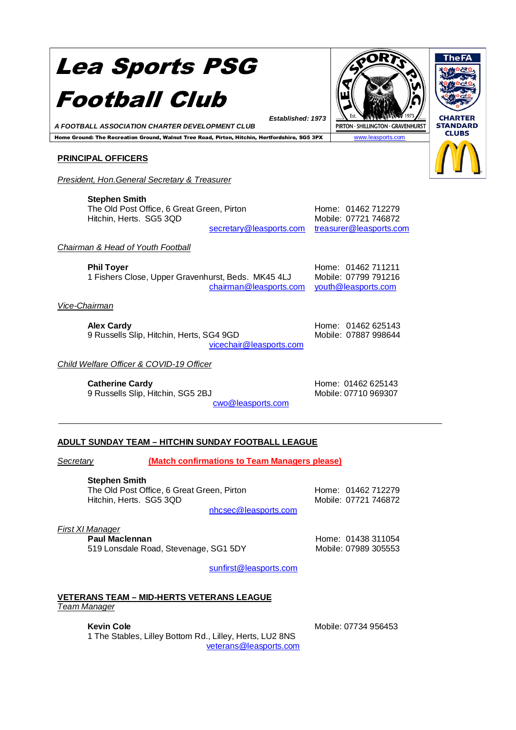# Lea Sports PSG Football Club

*A FOOTBALL ASSOCIATION CHARTER DEVELOPMENT CLUB*

***Established: 1973***

**Home Ground: The Recreation Ground, Walnut Tree Road, Pirton, Hitchin, Hertfordshire, SG5 3PX**

LEA SPORTS P.S.G. Est. 1973
PIRTON · SHILLINGTON · GRAVENHURST

www.leasports.com

The FA
CHARTER STANDARD CLUBS

## PRINCIPAL OFFICERS

*President, Hon.General Secretary & Treasurer*

**Stephen Smith**
The Old Post Office, 6 Great Green, Pirton
Hitchin, Herts. SG5 3QD
Home: 01462 712279
Mobile: 07721 746872
secretary@leasports.com treasurer@leasports.com

*Chairman & Head of Youth Football*

**Phil Toyer**
1 Fishers Close, Upper Gravenhurst, Beds. MK45 4LJ
Home: 01462 711211
Mobile: 07799 791216
chairman@leasports.com youth@leasports.com

*Vice-Chairman*

**Alex Cardy**
9 Russells Slip, Hitchin, Herts, SG4 9GD
Home: 01462 625143
Mobile: 07887 998644
vicechair@leasports.com

*Child Welfare Officer & COVID-19 Officer*

**Catherine Cardy**
9 Russells Slip, Hitchin, SG5 2BJ
Home: 01462 625143
Mobile: 07710 969307
cwo@leasports.com

---

## ADULT SUNDAY TEAM – HITCHIN SUNDAY FOOTBALL LEAGUE

*Secretary* **(Match confirmations to Team Managers please)**

**Stephen Smith**
The Old Post Office, 6 Great Green, Pirton
Hitchin, Herts. SG5 3QD
Home: 01462 712279
Mobile: 07721 746872
nhcsec@leasports.com

*First XI Manager*

**Paul Maclennan**
519 Lonsdale Road, Stevenage, SG1 5DY
Home: 01438 311054
Mobile: 07989 305553
sunfirst@leasports.com

## VETERANS TEAM – MID-HERTS VETERANS LEAGUE

*Team Manager*

**Kevin Cole**
1 The Stables, Lilley Bottom Rd., Lilley, Herts, LU2 8NS
Mobile: 07734 956453
veterans@leasports.com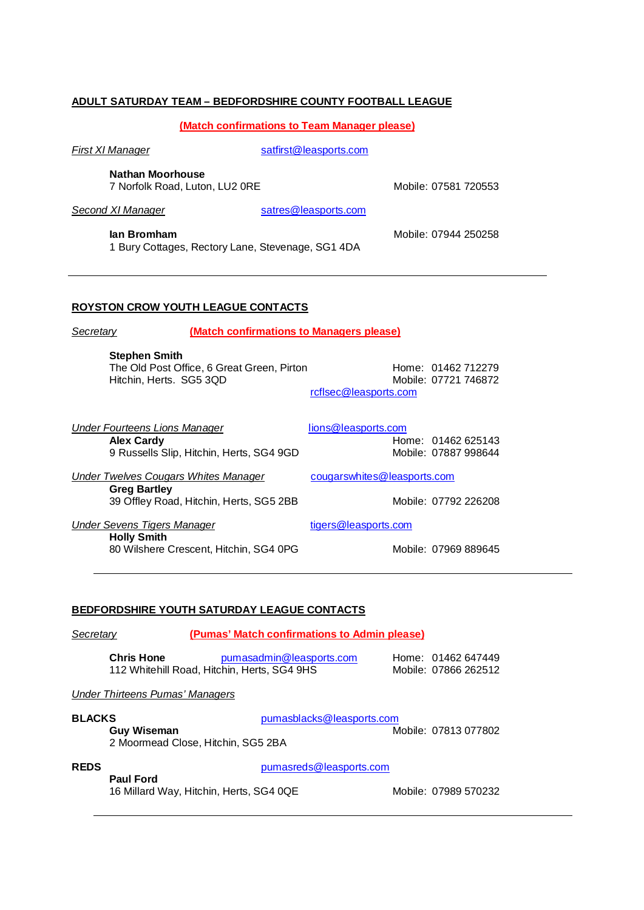## ADULT SATURDAY TEAM – BEDFORDSHIRE COUNTY FOOTBALL LEAGUE

**(Match confirmations to Team Manager please)**

*First XI Manager* — satfirst@leasports.com

**Nathan Moorhouse**
7 Norfolk Road, Luton, LU2 0RE — Mobile: 07581 720553

*Second XI Manager* — satres@leasports.com

**Ian Bromham** — Mobile: 07944 250258
1 Bury Cottages, Rectory Lane, Stevenage, SG1 4DA

---

## ROYSTON CROW YOUTH LEAGUE CONTACTS

*Secretary* — **(Match confirmations to Managers please)**

**Stephen Smith**
The Old Post Office, 6 Great Green, Pirton — Home: 01462 712279
Hitchin, Herts. SG5 3QD — Mobile: 07721 746872
rcflsec@leasports.com

*Under Fourteens Lions Manager* — lions@leasports.com
**Alex Cardy** — Home: 01462 625143
9 Russells Slip, Hitchin, Herts, SG4 9GD — Mobile: 07887 998644

*Under Twelves Cougars Whites Manager* — cougarswhites@leasports.com
**Greg Bartley**
39 Offley Road, Hitchin, Herts, SG5 2BB — Mobile: 07792 226208

*Under Sevens Tigers Manager* — tigers@leasports.com
**Holly Smith**
80 Wilshere Crescent, Hitchin, SG4 0PG — Mobile: 07969 889645

---

## BEDFORDSHIRE YOUTH SATURDAY LEAGUE CONTACTS

*Secretary* — **(Pumas' Match confirmations to Admin please)**

**Chris Hone** — pumasadmin@leasports.com — Home: 01462 647449
112 Whitehill Road, Hitchin, Herts, SG4 9HS — Mobile: 07866 262512

*Under Thirteens Pumas' Managers*

**BLACKS** — pumasblacks@leasports.com
**Guy Wiseman** — Mobile: 07813 077802
2 Moormead Close, Hitchin, SG5 2BA

**REDS** — pumasreds@leasports.com
**Paul Ford**
16 Millard Way, Hitchin, Herts, SG4 0QE — Mobile: 07989 570232

---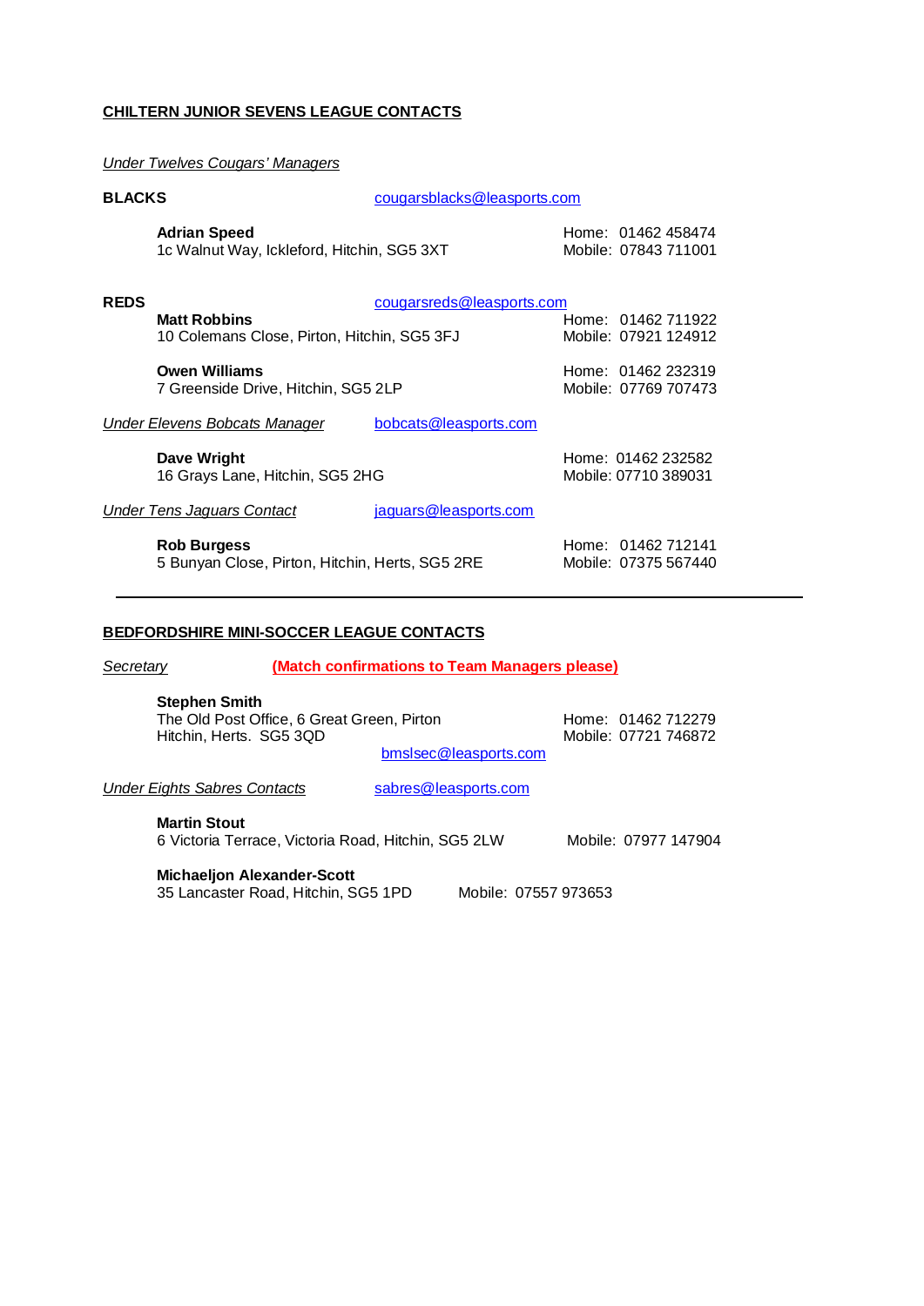## CHILTERN JUNIOR SEVENS LEAGUE CONTACTS

*Under Twelves Cougars' Managers*

**BLACKS** cougarsblacks@leasports.com

**Adrian Speed**
1c Walnut Way, Ickleford, Hitchin, SG5 3XT
Home: 01462 458474
Mobile: 07843 711001

**REDS** cougarsreds@leasports.com

**Matt Robbins**
10 Colemans Close, Pirton, Hitchin, SG5 3FJ
Home: 01462 711922
Mobile: 07921 124912

**Owen Williams**
7 Greenside Drive, Hitchin, SG5 2LP
Home: 01462 232319
Mobile: 07769 707473

*Under Elevens Bobcats Manager* bobcats@leasports.com

**Dave Wright**
16 Grays Lane, Hitchin, SG5 2HG
Home: 01462 232582
Mobile: 07710 389031

*Under Tens Jaguars Contact* jaguars@leasports.com

**Rob Burgess**
5 Bunyan Close, Pirton, Hitchin, Herts, SG5 2RE
Home: 01462 712141
Mobile: 07375 567440

---

## BEDFORDSHIRE MINI-SOCCER LEAGUE CONTACTS

*Secretary* **(Match confirmations to Team Managers please)**

**Stephen Smith**
The Old Post Office, 6 Great Green, Pirton
Hitchin, Herts. SG5 3QD
Home: 01462 712279
Mobile: 07721 746872
bmslsec@leasports.com

*Under Eights Sabres Contacts* sabres@leasports.com

**Martin Stout**
6 Victoria Terrace, Victoria Road, Hitchin, SG5 2LW
Mobile: 07977 147904

**Michaeljon Alexander-Scott**
35 Lancaster Road, Hitchin, SG5 1PD
Mobile: 07557 973653